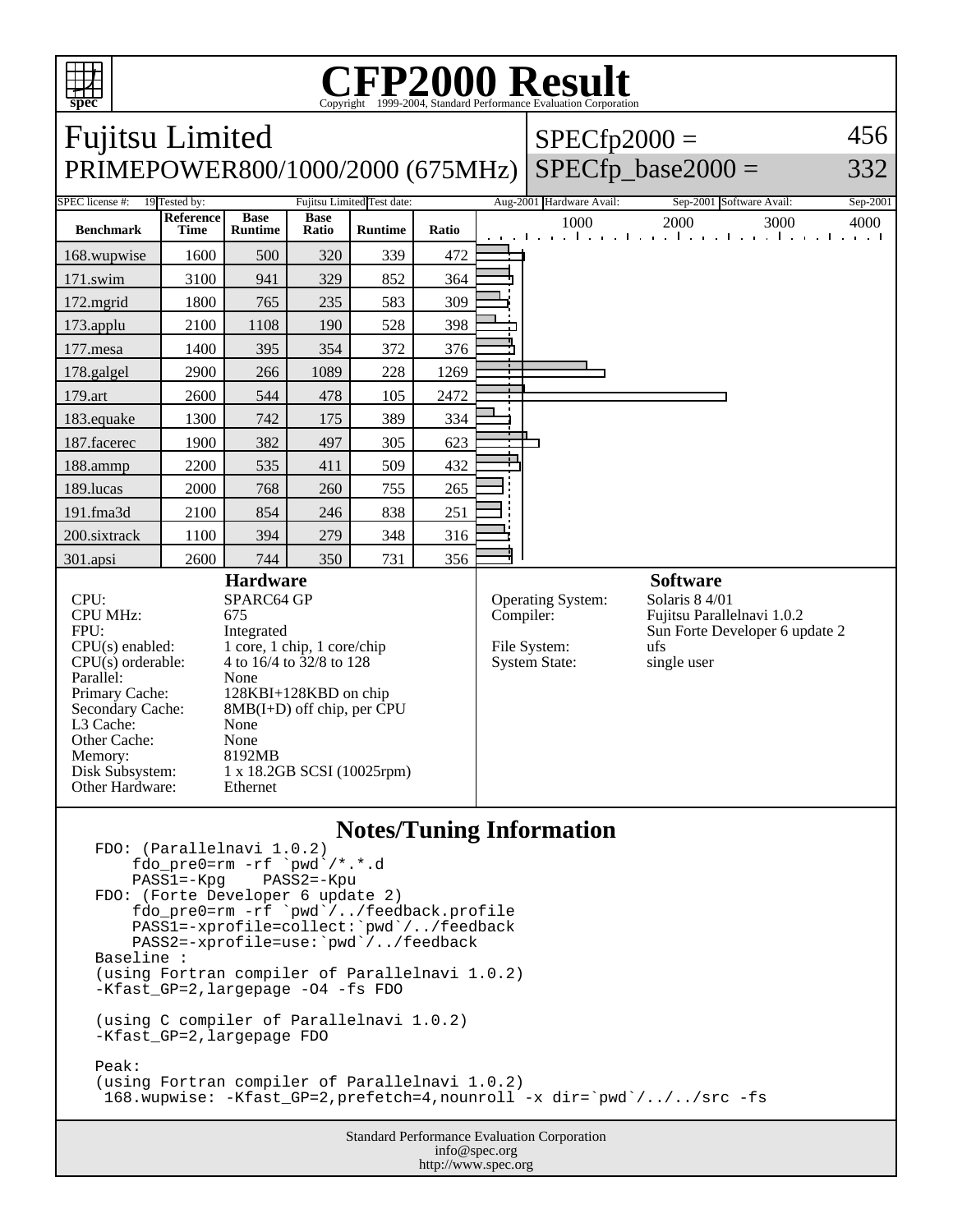# CFP2000 Result

Copyright 1999-2004, Standard Performance Evaluation Corporation

## Fujitsu Limited
## PRIMEPOWER800/1000/2000 (675MHz)

SPECfp2000 = 456
SPECfp_base2000 = 332

SPEC license #: 19 | Tested by: Fujitsu Limited | Test date: Aug-2001 | Hardware Avail: Sep-2001 | Software Avail: Sep-2001

| Benchmark | Reference Time | Base Runtime | Base Ratio | Runtime | Ratio |
|---|---|---|---|---|---|
| 168.wupwise | 1600 | 500 | 320 | 339 | 472 |
| 171.swim | 3100 | 941 | 329 | 852 | 364 |
| 172.mgrid | 1800 | 765 | 235 | 583 | 309 |
| 173.applu | 2100 | 1108 | 190 | 528 | 398 |
| 177.mesa | 1400 | 395 | 354 | 372 | 376 |
| 178.galgel | 2900 | 266 | 1089 | 228 | 1269 |
| 179.art | 2600 | 544 | 478 | 105 | 2472 |
| 183.equake | 1300 | 742 | 175 | 389 | 334 |
| 187.facerec | 1900 | 382 | 497 | 305 | 623 |
| 188.ammp | 2200 | 535 | 411 | 509 | 432 |
| 189.lucas | 2000 | 768 | 260 | 755 | 265 |
| 191.fma3d | 2100 | 854 | 246 | 838 | 251 |
| 200.sixtrack | 1100 | 394 | 279 | 348 | 316 |
| 301.apsi | 2600 | 744 | 350 | 731 | 356 |

### Hardware

| | |
|---|---|
| CPU: | SPARC64 GP |
| CPU MHz: | 675 |
| FPU: | Integrated |
| CPU(s) enabled: | 1 core, 1 chip, 1 core/chip |
| CPU(s) orderable: | 4 to 16/4 to 32/8 to 128 |
| Parallel: | None |
| Primary Cache: | 128KBI+128KBD on chip |
| Secondary Cache: | 8MB(I+D) off chip, per CPU |
| L3 Cache: | None |
| Other Cache: | None |
| Memory: | 8192MB |
| Disk Subsystem: | 1 x 18.2GB SCSI (10025rpm) |
| Other Hardware: | Ethernet |

### Software

| | |
|---|---|
| Operating System: | Solaris 8 4/01 |
| Compiler: | Fujitsu Parallelnavi 1.0.2<br>Sun Forte Developer 6 update 2 |
| File System: | ufs |
| System State: | single user |

### Notes/Tuning Information

```
FDO: (Parallelnavi 1.0.2)
    fdo_pre0=rm -rf `pwd`/*.*.d
    PASS1=-Kpg    PASS2=-Kpu
FDO: (Forte Developer 6 update 2)
    fdo_pre0=rm -rf `pwd`/../feedback.profile
    PASS1=-xprofile=collect:`pwd`/../feedback
    PASS2=-xprofile=use:`pwd`/../feedback
Baseline :
(using Fortran compiler of Parallelnavi 1.0.2)
-Kfast_GP=2,largepage -O4 -fs FDO

(using C compiler of Parallelnavi 1.0.2)
-Kfast_GP=2,largepage FDO

Peak:
(using Fortran compiler of Parallelnavi 1.0.2)
 168.wupwise: -Kfast_GP=2,prefetch=4,nounroll -x dir=`pwd`/../../src -fs
```

Standard Performance Evaluation Corporation
info@spec.org
http://www.spec.org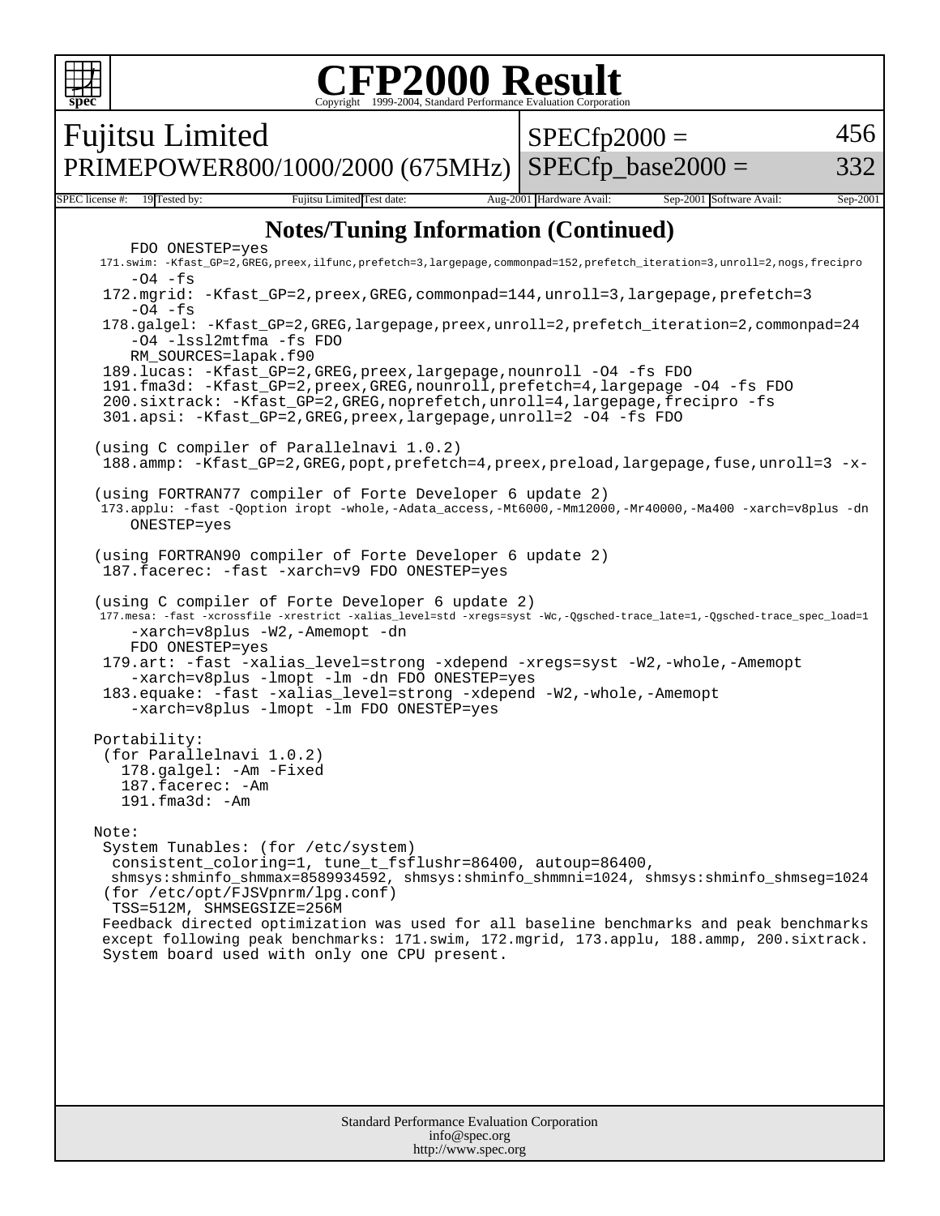# CFP2000 Result

Copyright 1999-2004, Standard Performance Evaluation Corporation

Fujitsu Limited
PRIMEPOWER800/1000/2000 (675MHz)

SPECfp2000 = 456
SPECfp_base2000 = 332

| SPEC license #: | 19 | Tested by: | Fujitsu Limited | Test date: | Aug-2001 | Hardware Avail: | Sep-2001 | Software Avail: | Sep-2001 |
|---|---|---|---|---|---|---|---|---|---|

## Notes/Tuning Information (Continued)

```
        FDO ONESTEP=yes
     171.swim: -Kfast_GP=2,GREG,preex,ilfunc,prefetch=3,largepage,commonpad=152,prefetch_iteration=3,unroll=2,nogs,frecipro
        -O4 -fs
     172.mgrid: -Kfast_GP=2,preex,GREG,commonpad=144,unroll=3,largepage,prefetch=3
        -O4 -fs
     178.galgel: -Kfast_GP=2,GREG,largepage,preex,unroll=2,prefetch_iteration=2,commonpad=24
        -O4 -lssl2mtfma -fs FDO
        RM_SOURCES=lapak.f90
     189.lucas: -Kfast_GP=2,GREG,preex,largepage,nounroll -O4 -fs FDO
     191.fma3d: -Kfast_GP=2,preex,GREG,nounroll,prefetch=4,largepage -O4 -fs FDO
     200.sixtrack: -Kfast_GP=2,GREG,noprefetch,unroll=4,largepage,frecipro -fs
     301.apsi: -Kfast_GP=2,GREG,preex,largepage,unroll=2 -O4 -fs FDO

    (using C compiler of Parallelnavi 1.0.2)
     188.ammp: -Kfast_GP=2,GREG,popt,prefetch=4,preex,preload,largepage,fuse,unroll=3 -x-

    (using FORTRAN77 compiler of Forte Developer 6 update 2)
     173.applu: -fast -Qoption iropt -whole,-Adata_access,-Mt6000,-Mm12000,-Mr40000,-Ma400 -xarch=v8plus -dn
        ONESTEP=yes

    (using FORTRAN90 compiler of Forte Developer 6 update 2)
     187.facerec: -fast -xarch=v9 FDO ONESTEP=yes

    (using C compiler of Forte Developer 6 update 2)
     177.mesa: -fast -xcrossfile -xrestrict -xalias_level=std -xregs=syst -Wc,-Qgsched-trace_late=1,-Qgsched-trace_spec_load=1
        -xarch=v8plus -W2,-Amemopt -dn
        FDO ONESTEP=yes
     179.art: -fast -xalias_level=strong -xdepend -xregs=syst -W2,-whole,-Amemopt
        -xarch=v8plus -lmopt -lm -dn FDO ONESTEP=yes
     183.equake: -fast -xalias_level=strong -xdepend -W2,-whole,-Amemopt
        -xarch=v8plus -lmopt -lm FDO ONESTEP=yes

    Portability:
     (for Parallelnavi 1.0.2)
       178.galgel: -Am -Fixed
       187.facerec: -Am
       191.fma3d: -Am

    Note:
     System Tunables: (for /etc/system)
      consistent_coloring=1, tune_t_fsflushr=86400, autoup=86400,
      shmsys:shminfo_shmmax=8589934592, shmsys:shminfo_shmmni=1024, shmsys:shminfo_shmseg=1024
     (for /etc/opt/FJSVpnrm/lpg.conf)
      TSS=512M, SHMSEGSIZE=256M
     Feedback directed optimization was used for all baseline benchmarks and peak benchmarks
     except following peak benchmarks: 171.swim, 172.mgrid, 173.applu, 188.ammp, 200.sixtrack.
     System board used with only one CPU present.
```

Standard Performance Evaluation Corporation
info@spec.org
http://www.spec.org